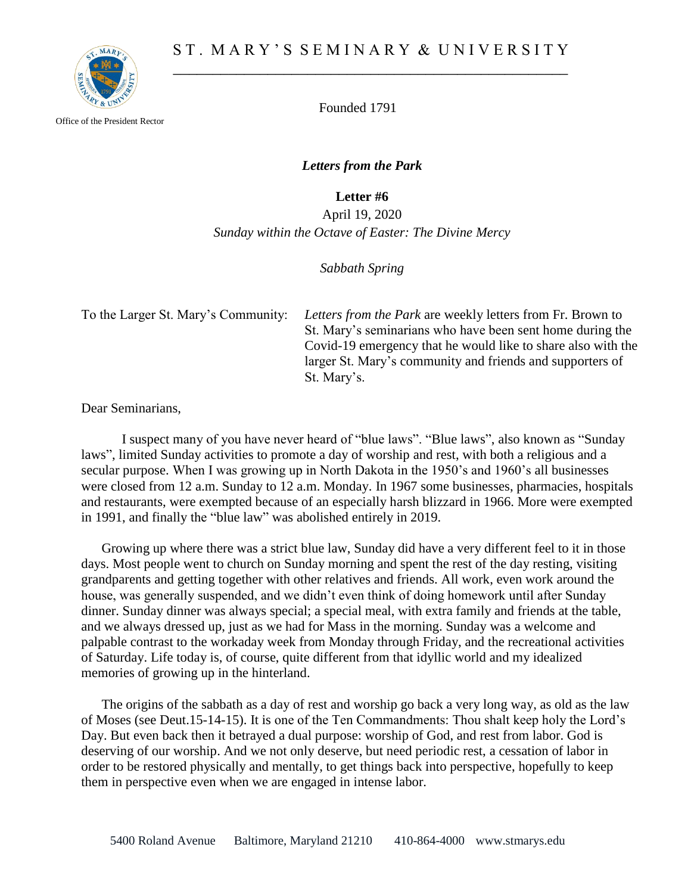# ST. MARY'S SEMINARY & UNIVERSITY

Office of the President Rector

Founded 1791

## *Letters from the Park*

**Letter #6**

April 19, 2020

*Sunday within the Octave of Easter: The Divine Mercy*

*Sabbath Spring*

To the Larger St. Mary's Community: *Letters from the Park* are weekly letters from Fr. Brown to St. Mary's seminarians who have been sent home during the Covid-19 emergency that he would like to share also with the larger St. Mary's community and friends and supporters of St. Mary's.

Dear Seminarians,

I suspect many of you have never heard of "blue laws". "Blue laws", also known as "Sunday laws", limited Sunday activities to promote a day of worship and rest, with both a religious and a secular purpose. When I was growing up in North Dakota in the 1950's and 1960's all businesses were closed from 12 a.m. Sunday to 12 a.m. Monday. In 1967 some businesses, pharmacies, hospitals and restaurants, were exempted because of an especially harsh blizzard in 1966. More were exempted in 1991, and finally the "blue law" was abolished entirely in 2019.

Growing up where there was a strict blue law, Sunday did have a very different feel to it in those days. Most people went to church on Sunday morning and spent the rest of the day resting, visiting grandparents and getting together with other relatives and friends. All work, even work around the house, was generally suspended, and we didn't even think of doing homework until after Sunday dinner. Sunday dinner was always special; a special meal, with extra family and friends at the table, and we always dressed up, just as we had for Mass in the morning. Sunday was a welcome and palpable contrast to the workaday week from Monday through Friday, and the recreational activities of Saturday. Life today is, of course, quite different from that idyllic world and my idealized memories of growing up in the hinterland.

The origins of the sabbath as a day of rest and worship go back a very long way, as old as the law of Moses (see Deut.15-14-15). It is one of the Ten Commandments: Thou shalt keep holy the Lord's Day. But even back then it betrayed a dual purpose: worship of God, and rest from labor. God is deserving of our worship. And we not only deserve, but need periodic rest, a cessation of labor in order to be restored physically and mentally, to get things back into perspective, hopefully to keep them in perspective even when we are engaged in intense labor.

5400 Roland Avenue Baltimore, Maryland 21210 410-864-4000 www.stmarys.edu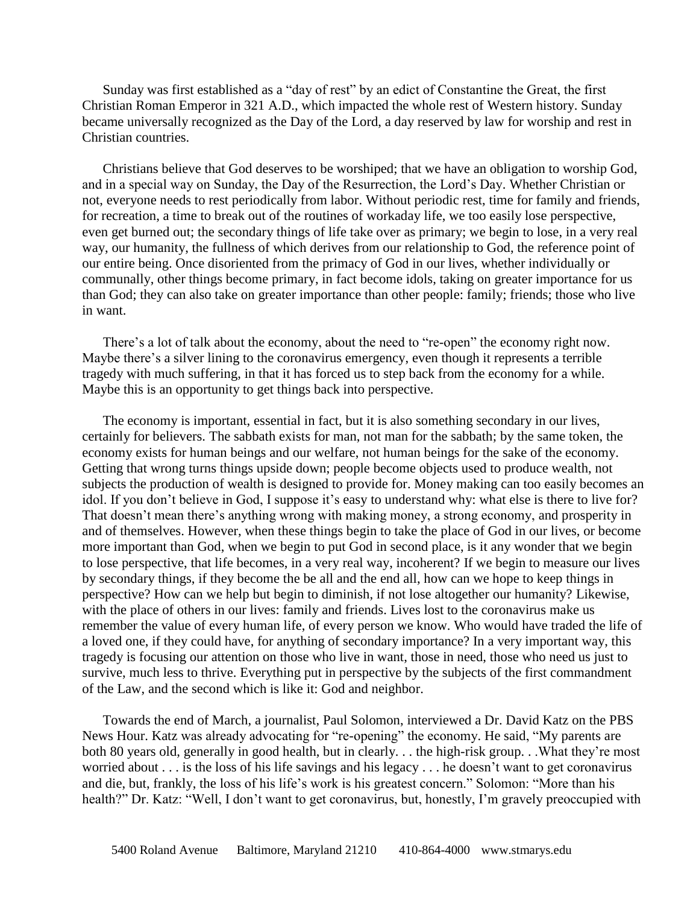Sunday was first established as a "day of rest" by an edict of Constantine the Great, the first Christian Roman Emperor in 321 A.D., which impacted the whole rest of Western history. Sunday became universally recognized as the Day of the Lord, a day reserved by law for worship and rest in Christian countries.

Christians believe that God deserves to be worshiped; that we have an obligation to worship God, and in a special way on Sunday, the Day of the Resurrection, the Lord's Day. Whether Christian or not, everyone needs to rest periodically from labor. Without periodic rest, time for family and friends, for recreation, a time to break out of the routines of workaday life, we too easily lose perspective, even get burned out; the secondary things of life take over as primary; we begin to lose, in a very real way, our humanity, the fullness of which derives from our relationship to God, the reference point of our entire being. Once disoriented from the primacy of God in our lives, whether individually or communally, other things become primary, in fact become idols, taking on greater importance for us than God; they can also take on greater importance than other people: family; friends; those who live in want.

There's a lot of talk about the economy, about the need to "re-open" the economy right now. Maybe there's a silver lining to the coronavirus emergency, even though it represents a terrible tragedy with much suffering, in that it has forced us to step back from the economy for a while. Maybe this is an opportunity to get things back into perspective.

The economy is important, essential in fact, but it is also something secondary in our lives, certainly for believers. The sabbath exists for man, not man for the sabbath; by the same token, the economy exists for human beings and our welfare, not human beings for the sake of the economy. Getting that wrong turns things upside down; people become objects used to produce wealth, not subjects the production of wealth is designed to provide for. Money making can too easily becomes an idol. If you don't believe in God, I suppose it's easy to understand why: what else is there to live for? That doesn't mean there's anything wrong with making money, a strong economy, and prosperity in and of themselves. However, when these things begin to take the place of God in our lives, or become more important than God, when we begin to put God in second place, is it any wonder that we begin to lose perspective, that life becomes, in a very real way, incoherent? If we begin to measure our lives by secondary things, if they become the be all and the end all, how can we hope to keep things in perspective? How can we help but begin to diminish, if not lose altogether our humanity? Likewise, with the place of others in our lives: family and friends. Lives lost to the coronavirus make us remember the value of every human life, of every person we know. Who would have traded the life of a loved one, if they could have, for anything of secondary importance? In a very important way, this tragedy is focusing our attention on those who live in want, those in need, those who need us just to survive, much less to thrive. Everything put in perspective by the subjects of the first commandment of the Law, and the second which is like it: God and neighbor.

Towards the end of March, a journalist, Paul Solomon, interviewed a Dr. David Katz on the PBS News Hour. Katz was already advocating for "re-opening" the economy. He said, "My parents are both 80 years old, generally in good health, but in clearly. . . the high-risk group. . .What they're most worried about . . . is the loss of his life savings and his legacy . . . he doesn't want to get coronavirus and die, but, frankly, the loss of his life's work is his greatest concern." Solomon: "More than his health?" Dr. Katz: "Well, I don't want to get coronavirus, but, honestly, I'm gravely preoccupied with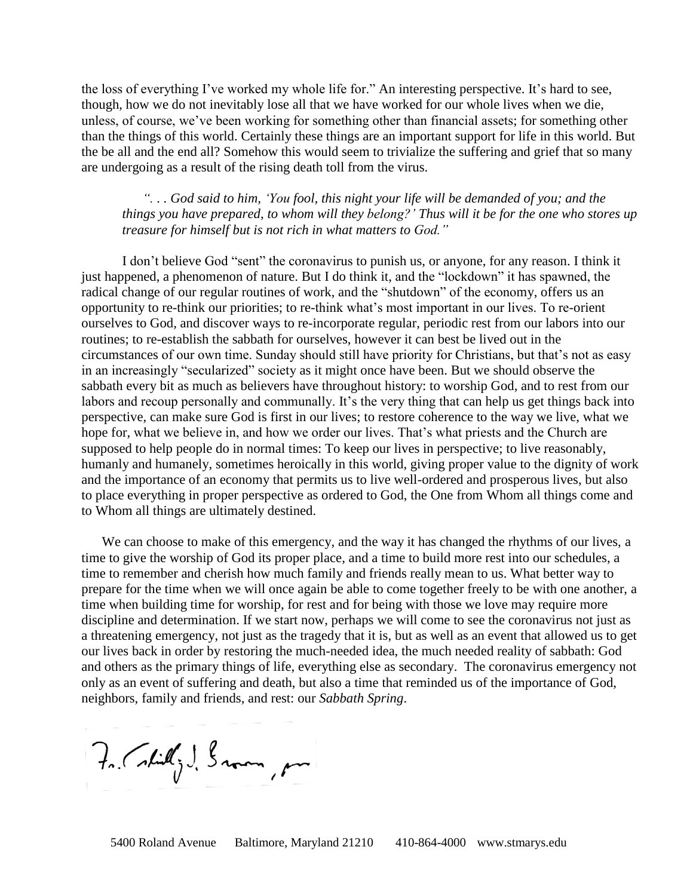the loss of everything I've worked my whole life for." An interesting perspective. It's hard to see, though, how we do not inevitably lose all that we have worked for our whole lives when we die, unless, of course, we've been working for something other than financial assets; for something other than the things of this world. Certainly these things are an important support for life in this world. But the be all and the end all? Somehow this would seem to trivialize the suffering and grief that so many are undergoing as a result of the rising death toll from the virus.

> *". . . God said to him, 'You fool, this night your life will be demanded of you; and the things you have prepared, to whom will they belong?' Thus will it be for the one who stores up treasure for himself but is not rich in what matters to God."*

I don't believe God "sent" the coronavirus to punish us, or anyone, for any reason. I think it just happened, a phenomenon of nature. But I do think it, and the "lockdown" it has spawned, the radical change of our regular routines of work, and the "shutdown" of the economy, offers us an opportunity to re-think our priorities; to re-think what's most important in our lives. To re-orient ourselves to God, and discover ways to re-incorporate regular, periodic rest from our labors into our routines; to re-establish the sabbath for ourselves, however it can best be lived out in the circumstances of our own time. Sunday should still have priority for Christians, but that's not as easy in an increasingly "secularized" society as it might once have been. But we should observe the sabbath every bit as much as believers have throughout history: to worship God, and to rest from our labors and recoup personally and communally. It's the very thing that can help us get things back into perspective, can make sure God is first in our lives; to restore coherence to the way we live, what we hope for, what we believe in, and how we order our lives. That's what priests and the Church are supposed to help people do in normal times: To keep our lives in perspective; to live reasonably, humanly and humanely, sometimes heroically in this world, giving proper value to the dignity of work and the importance of an economy that permits us to live well-ordered and prosperous lives, but also to place everything in proper perspective as ordered to God, the One from Whom all things come and to Whom all things are ultimately destined.

We can choose to make of this emergency, and the way it has changed the rhythms of our lives, a time to give the worship of God its proper place, and a time to build more rest into our schedules, a time to remember and cherish how much family and friends really mean to us. What better way to prepare for the time when we will once again be able to come together freely to be with one another, a time when building time for worship, for rest and for being with those we love may require more discipline and determination. If we start now, perhaps we will come to see the coronavirus not just as a threatening emergency, not just as the tragedy that it is, but as well as an event that allowed us to get our lives back in order by restoring the much-needed idea, the much needed reality of sabbath: God and others as the primary things of life, everything else as secondary. The coronavirus emergency not only as an event of suffering and death, but also a time that reminded us of the importance of God, neighbors, family and friends, and rest: our *Sabbath Spring*.

Fr. Phillip J. Brown, pss

5400 Roland Avenue Baltimore, Maryland 21210 410-864-4000 www.stmarys.edu